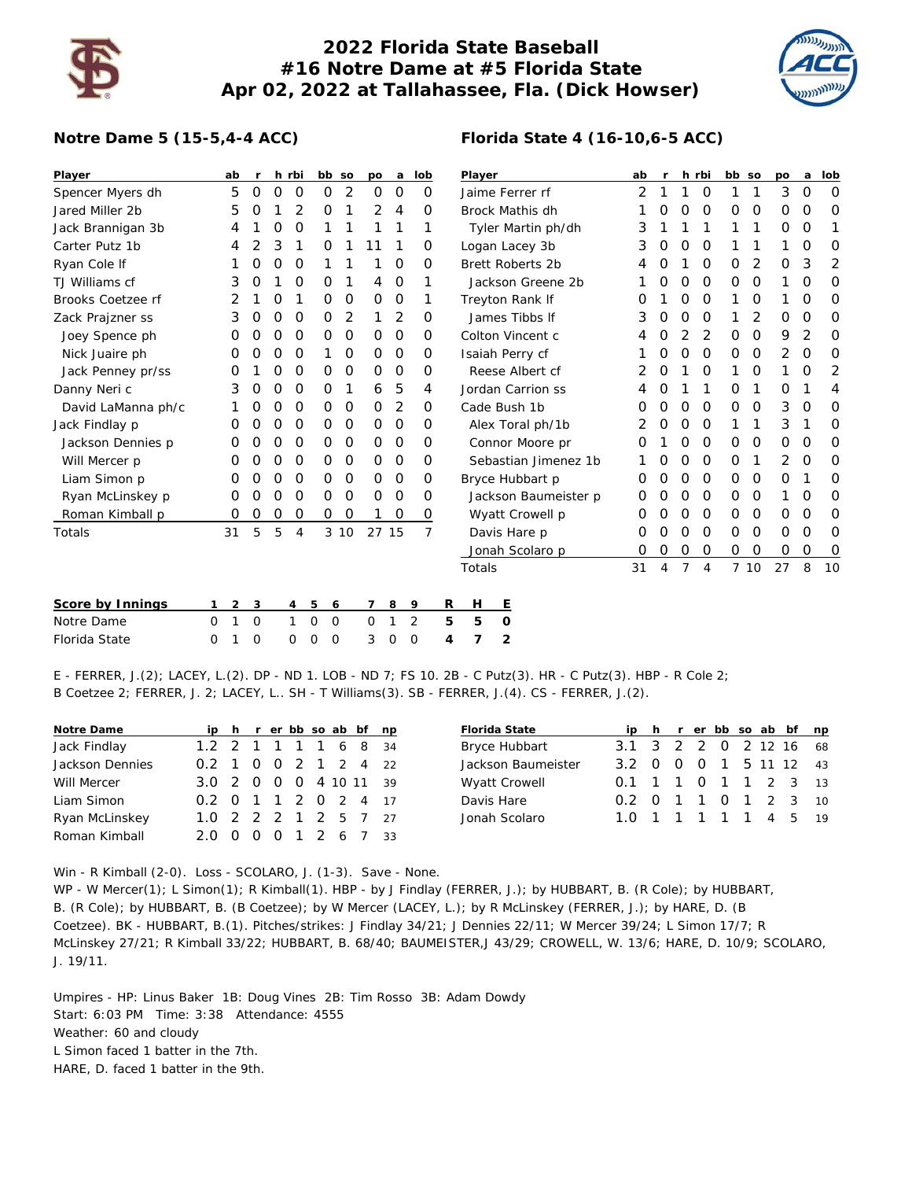# 2022 Florida State Baseball
## #16 Notre Dame at #5 Florida State
## Apr 02, 2022 at Tallahassee, Fla. (Dick Howser)

### Notre Dame 5 (15-5,4-4 ACC)

| Player | ab | r | h | rbi | bb | so | po | a | lob |
|---|---|---|---|---|---|---|---|---|---|
| Spencer Myers dh | 5 | 0 | 0 | 0 | 0 | 2 | 0 | 0 | 0 |
| Jared Miller 2b | 5 | 0 | 1 | 2 | 0 | 1 | 2 | 4 | 0 |
| Jack Brannigan 3b | 4 | 1 | 0 | 0 | 1 | 1 | 1 | 1 | 1 |
| Carter Putz 1b | 4 | 2 | 3 | 1 | 0 | 1 | 11 | 1 | 0 |
| Ryan Cole lf | 1 | 0 | 0 | 0 | 1 | 1 | 1 | 0 | 0 |
| TJ Williams cf | 3 | 0 | 1 | 0 | 0 | 1 | 4 | 0 | 1 |
| Brooks Coetzee rf | 2 | 1 | 0 | 1 | 0 | 0 | 0 | 0 | 1 |
| Zack Prajzner ss | 3 | 0 | 0 | 0 | 0 | 2 | 1 | 2 | 0 |
| Joey Spence ph | 0 | 0 | 0 | 0 | 0 | 0 | 0 | 0 | 0 |
| Nick Juaire ph | 0 | 0 | 0 | 0 | 1 | 0 | 0 | 0 | 0 |
| Jack Penney pr/ss | 0 | 1 | 0 | 0 | 0 | 0 | 0 | 0 | 0 |
| Danny Neri c | 3 | 0 | 0 | 0 | 0 | 1 | 6 | 5 | 4 |
| David LaManna ph/c | 1 | 0 | 0 | 0 | 0 | 0 | 0 | 2 | 0 |
| Jack Findlay p | 0 | 0 | 0 | 0 | 0 | 0 | 0 | 0 | 0 |
| Jackson Dennies p | 0 | 0 | 0 | 0 | 0 | 0 | 0 | 0 | 0 |
| Will Mercer p | 0 | 0 | 0 | 0 | 0 | 0 | 0 | 0 | 0 |
| Liam Simon p | 0 | 0 | 0 | 0 | 0 | 0 | 0 | 0 | 0 |
| Ryan McLinskey p | 0 | 0 | 0 | 0 | 0 | 0 | 0 | 0 | 0 |
| Roman Kimball p | 0 | 0 | 0 | 0 | 0 | 0 | 1 | 0 | 0 |
| Totals | 31 | 5 | 5 | 4 | 3 | 10 | 27 | 15 | 7 |

### Florida State 4 (16-10,6-5 ACC)

| Player | ab | r | h | rbi | bb | so | po | a | lob |
|---|---|---|---|---|---|---|---|---|---|
| Jaime Ferrer rf | 2 | 1 | 1 | 0 | 1 | 1 | 3 | 0 | 0 |
| Brock Mathis dh | 1 | 0 | 0 | 0 | 0 | 0 | 0 | 0 | 0 |
| Tyler Martin ph/dh | 3 | 1 | 1 | 1 | 1 | 1 | 0 | 0 | 1 |
| Logan Lacey 3b | 3 | 0 | 0 | 0 | 1 | 1 | 1 | 0 | 0 |
| Brett Roberts 2b | 4 | 0 | 1 | 0 | 0 | 2 | 0 | 3 | 2 |
| Jackson Greene 2b | 1 | 0 | 0 | 0 | 0 | 0 | 1 | 0 | 0 |
| Treyton Rank lf | 0 | 1 | 0 | 0 | 1 | 0 | 1 | 0 | 0 |
| James Tibbs lf | 3 | 0 | 0 | 0 | 1 | 2 | 0 | 0 | 0 |
| Colton Vincent c | 4 | 0 | 2 | 2 | 0 | 0 | 9 | 2 | 0 |
| Isaiah Perry cf | 1 | 0 | 0 | 0 | 0 | 0 | 2 | 0 | 0 |
| Reese Albert cf | 2 | 0 | 1 | 0 | 1 | 0 | 1 | 0 | 2 |
| Jordan Carrion ss | 4 | 0 | 1 | 1 | 0 | 1 | 0 | 1 | 4 |
| Cade Bush 1b | 0 | 0 | 0 | 0 | 0 | 0 | 3 | 0 | 0 |
| Alex Toral ph/1b | 2 | 0 | 0 | 0 | 1 | 1 | 3 | 1 | 0 |
| Connor Moore pr | 0 | 1 | 0 | 0 | 0 | 0 | 0 | 0 | 0 |
| Sebastian Jimenez 1b | 1 | 0 | 0 | 0 | 0 | 1 | 2 | 0 | 0 |
| Bryce Hubbart p | 0 | 0 | 0 | 0 | 0 | 0 | 0 | 1 | 0 |
| Jackson Baumeister p | 0 | 0 | 0 | 0 | 0 | 0 | 1 | 0 | 0 |
| Wyatt Crowell p | 0 | 0 | 0 | 0 | 0 | 0 | 0 | 0 | 0 |
| Davis Hare p | 0 | 0 | 0 | 0 | 0 | 0 | 0 | 0 | 0 |
| Jonah Scolaro p | 0 | 0 | 0 | 0 | 0 | 0 | 0 | 0 | 0 |
| Totals | 31 | 4 | 7 | 4 | 7 | 10 | 27 | 8 | 10 |

| Score by Innings | 1 | 2 | 3 | 4 | 5 | 6 | 7 | 8 | 9 | R | H | E |
|---|---|---|---|---|---|---|---|---|---|---|---|---|
| Notre Dame | 0 | 1 | 0 | 1 | 0 | 0 | 0 | 1 | 2 | 5 | 5 | 0 |
| Florida State | 0 | 1 | 0 | 0 | 0 | 0 | 3 | 0 | 0 | 4 | 7 | 2 |

E - FERRER, J.(2); LACEY, L.(2). DP - ND 1. LOB - ND 7; FS 10. 2B - C Putz(3). HR - C Putz(3). HBP - R Cole 2; B Coetzee 2; FERRER, J. 2; LACEY, L.. SH - T Williams(3). SB - FERRER, J.(4). CS - FERRER, J.(2).

| Notre Dame | ip | h | r | er | bb | so | ab | bf | np |
|---|---|---|---|---|---|---|---|---|---|
| Jack Findlay | 1.2 | 2 | 1 | 1 | 1 | 1 | 6 | 8 | 34 |
| Jackson Dennies | 0.2 | 1 | 0 | 0 | 2 | 1 | 2 | 4 | 22 |
| Will Mercer | 3.0 | 2 | 0 | 0 | 0 | 4 | 10 | 11 | 39 |
| Liam Simon | 0.2 | 0 | 1 | 1 | 2 | 0 | 2 | 4 | 17 |
| Ryan McLinskey | 1.0 | 2 | 2 | 2 | 1 | 2 | 5 | 7 | 27 |
| Roman Kimball | 2.0 | 0 | 0 | 0 | 1 | 2 | 6 | 7 | 33 |

| Florida State | ip | h | r | er | bb | so | ab | bf | np |
|---|---|---|---|---|---|---|---|---|---|
| Bryce Hubbart | 3.1 | 3 | 2 | 2 | 0 | 2 | 12 | 16 | 68 |
| Jackson Baumeister | 3.2 | 0 | 0 | 0 | 1 | 5 | 11 | 12 | 43 |
| Wyatt Crowell | 0.1 | 1 | 1 | 0 | 1 | 1 | 2 | 3 | 13 |
| Davis Hare | 0.2 | 0 | 1 | 1 | 0 | 1 | 2 | 3 | 10 |
| Jonah Scolaro | 1.0 | 1 | 1 | 1 | 1 | 1 | 4 | 5 | 19 |

Win - R Kimball (2-0). Loss - SCOLARO, J. (1-3). Save - None.
WP - W Mercer(1); L Simon(1); R Kimball(1). HBP - by J Findlay (FERRER, J.); by HUBBART, B. (R Cole); by HUBBART, B. (R Cole); by HUBBART, B. (B Coetzee); by W Mercer (LACEY, L.); by R McLinskey (FERRER, J.); by HARE, D. (B Coetzee). BK - HUBBART, B.(1). Pitches/strikes: J Findlay 34/21; J Dennies 22/11; W Mercer 39/24; L Simon 17/7; R McLinskey 27/21; R Kimball 33/22; HUBBART, B. 68/40; BAUMEISTER,J 43/29; CROWELL, W. 13/6; HARE, D. 10/9; SCOLARO, J. 19/11.

Umpires - HP: Linus Baker 1B: Doug Vines 2B: Tim Rosso 3B: Adam Dowdy
Start: 6:03 PM Time: 3:38 Attendance: 4555
Weather: 60 and cloudy
L Simon faced 1 batter in the 7th.
HARE, D. faced 1 batter in the 9th.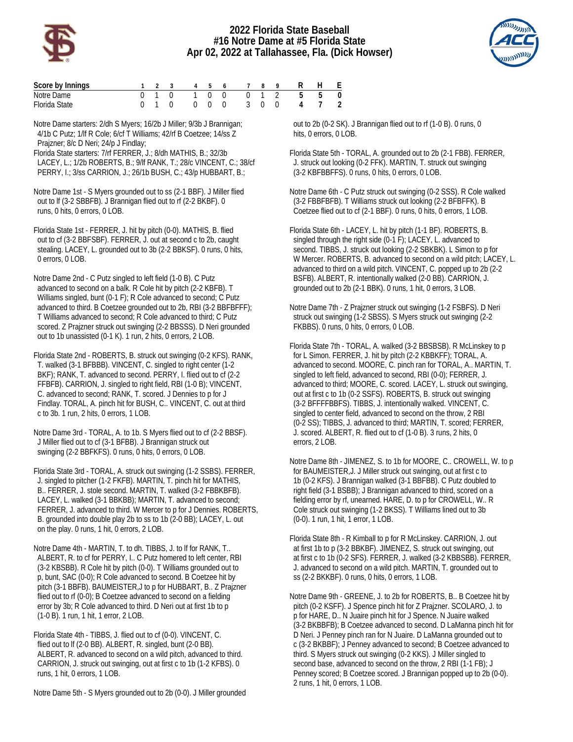# 2022 Florida State Baseball
## #16 Notre Dame at #5 Florida State
### Apr 02, 2022 at Tallahassee, Fla. (Dick Howser)

| Score by Innings | 1 | 2 | 3 | 4 | 5 | 6 | 7 | 8 | 9 | R | H | E |
|---|---|---|---|---|---|---|---|---|---|---|---|---|
| Notre Dame | 0 | 1 | 0 | 1 | 0 | 0 | 0 | 1 | 2 | 5 | 5 | 0 |
| Florida State | 0 | 1 | 0 | 0 | 0 | 0 | 3 | 0 | 0 | 4 | 7 | 2 |

Notre Dame starters: 2/dh S Myers; 16/2b J Miller; 9/3b J Brannigan; 4/1b C Putz; 1/lf R Cole; 6/cf T Williams; 42/rf B Coetzee; 14/ss Z Prajzner; 8/c D Neri; 24/p J Findlay;

Florida State starters: 7/rf FERRER, J.; 8/dh MATHIS, B.; 32/3b LACEY, L.; 1/2b ROBERTS, B.; 9/lf RANK, T.; 28/c VINCENT, C.; 38/cf PERRY, I.; 3/ss CARRION, J.; 26/1b BUSH, C.; 43/p HUBBART, B.;

Notre Dame 1st - S Myers grounded out to ss (2-1 BBF). J Miller flied out to lf (3-2 SBBFB). J Brannigan flied out to rf (2-2 BKBF). 0 runs, 0 hits, 0 errors, 0 LOB.

Florida State 1st - FERRER, J. hit by pitch (0-0). MATHIS, B. flied out to cf (3-2 BBFSBF). FERRER, J. out at second c to 2b, caught stealing. LACEY, L. grounded out to 3b (2-2 BBKSF). 0 runs, 0 hits, 0 errors, 0 LOB.

Notre Dame 2nd - C Putz singled to left field (1-0 B). C Putz advanced to second on a balk. R Cole hit by pitch (2-2 KBFB). T Williams singled, bunt (0-1 F); R Cole advanced to second; C Putz advanced to third. B Coetzee grounded out to 2b, RBI (3-2 BBFBFFF); T Williams advanced to second; R Cole advanced to third; C Putz scored. Z Prajzner struck out swinging (2-2 BBSSS). D Neri grounded out to 1b unassisted (0-1 K). 1 run, 2 hits, 0 errors, 2 LOB.

Florida State 2nd - ROBERTS, B. struck out swinging (0-2 KFS). RANK, T. walked (3-1 BFBBB). VINCENT, C. singled to right center (1-2 BKF); RANK, T. advanced to second. PERRY, I. flied out to cf (2-2 FFBFB). CARRION, J. singled to right field, RBI (1-0 B); VINCENT, C. advanced to second; RANK, T. scored. J Dennies to p for J Findlay. TORAL, A. pinch hit for BUSH, C.. VINCENT, C. out at third c to 3b. 1 run, 2 hits, 0 errors, 1 LOB.

Notre Dame 3rd - TORAL, A. to 1b. S Myers flied out to cf (2-2 BBSF). J Miller flied out to cf (3-1 BFBB). J Brannigan struck out swinging (2-2 BBFKFS). 0 runs, 0 hits, 0 errors, 0 LOB.

Florida State 3rd - TORAL, A. struck out swinging (1-2 SSBS). FERRER, J. singled to pitcher (1-2 FKFB). MARTIN, T. pinch hit for MATHIS, B.. FERRER, J. stole second. MARTIN, T. walked (3-2 FBBKBFB). LACEY, L. walked (3-1 BBKBB); MARTIN, T. advanced to second; FERRER, J. advanced to third. W Mercer to p for J Dennies. ROBERTS, B. grounded into double play 2b to ss to 1b (2-0 BB); LACEY, L. out on the play. 0 runs, 1 hit, 0 errors, 2 LOB.

Notre Dame 4th - MARTIN, T. to dh. TIBBS, J. to lf for RANK, T.. ALBERT, R. to cf for PERRY, I.. C Putz homered to left center, RBI (3-2 KBSBB). R Cole hit by pitch (0-0). T Williams grounded out to p, bunt, SAC (0-0); R Cole advanced to second. B Coetzee hit by pitch (3-1 BBFB). BAUMEISTER,J to p for HUBBART, B.. Z Prajzner flied out to rf (0-0); B Coetzee advanced to second on a fielding error by 3b; R Cole advanced to third. D Neri out at first 1b to p (1-0 B). 1 run, 1 hit, 1 error, 2 LOB.

Florida State 4th - TIBBS, J. flied out to cf (0-0). VINCENT, C. flied out to lf (2-0 BB). ALBERT, R. singled, bunt (2-0 BB). ALBERT, R. advanced to second on a wild pitch, advanced to third. CARRION, J. struck out swinging, out at first c to 1b (1-2 KFBS). 0 runs, 1 hit, 0 errors, 1 LOB.

Notre Dame 5th - S Myers grounded out to 2b (0-0). J Miller grounded out to 2b (0-2 SK). J Brannigan flied out to rf (1-0 B). 0 runs, 0 hits, 0 errors, 0 LOB.

Florida State 5th - TORAL, A. grounded out to 2b (2-1 FBB). FERRER, J. struck out looking (0-2 FFK). MARTIN, T. struck out swinging (3-2 KBFBBFFS). 0 runs, 0 hits, 0 errors, 0 LOB.

Notre Dame 6th - C Putz struck out swinging (0-2 SSS). R Cole walked (3-2 FBBFBFB). T Williams struck out looking (2-2 BFBFFK). B Coetzee flied out to cf (2-1 BBF). 0 runs, 0 hits, 0 errors, 1 LOB.

Florida State 6th - LACEY, L. hit by pitch (1-1 BF). ROBERTS, B. singled through the right side (0-1 F); LACEY, L. advanced to second. TIBBS, J. struck out looking (2-2 SBKBK). L Simon to p for W Mercer. ROBERTS, B. advanced to second on a wild pitch; LACEY, L. advanced to third on a wild pitch. VINCENT, C. popped up to 2b (2-2 BSFB). ALBERT, R. intentionally walked (2-0 BB). CARRION, J. grounded out to 2b (2-1 BBK). 0 runs, 1 hit, 0 errors, 3 LOB.

Notre Dame 7th - Z Prajzner struck out swinging (1-2 FSBFS). D Neri struck out swinging (1-2 SBSS). S Myers struck out swinging (2-2 FKBBS). 0 runs, 0 hits, 0 errors, 0 LOB.

Florida State 7th - TORAL, A. walked (3-2 BBSBSB). R McLinskey to p for L Simon. FERRER, J. hit by pitch (2-2 KBBKFF); TORAL, A. advanced to second. MOORE, C. pinch ran for TORAL, A.. MARTIN, T. singled to left field, advanced to second, RBI (0-0); FERRER, J. advanced to third; MOORE, C. scored. LACEY, L. struck out swinging, out at first c to 1b (0-2 SSFS). ROBERTS, B. struck out swinging (3-2 BFFFFBBFS). TIBBS, J. intentionally walked. VINCENT, C. singled to center field, advanced to second on the throw, 2 RBI (0-2 SS); TIBBS, J. advanced to third; MARTIN, T. scored; FERRER, J. scored. ALBERT, R. flied out to cf (1-0 B). 3 runs, 2 hits, 0 errors, 2 LOB.

Notre Dame 8th - JIMENEZ, S. to 1b for MOORE, C.. CROWELL, W. to p for BAUMEISTER,J. J Miller struck out swinging, out at first c to 1b (0-2 KFS). J Brannigan walked (3-1 BBFBB). C Putz doubled to right field (3-1 BSBB); J Brannigan advanced to third, scored on a fielding error by rf, unearned. HARE, D. to p for CROWELL, W.. R Cole struck out swinging (1-2 BKSS). T Williams lined out to 3b (0-0). 1 run, 1 hit, 1 error, 1 LOB.

Florida State 8th - R Kimball to p for R McLinskey. CARRION, J. out at first 1b to p (3-2 BBKBF). JIMENEZ, S. struck out swinging, out at first c to 1b (0-2 SFS). FERRER, J. walked (3-2 KBBSBB). FERRER, J. advanced to second on a wild pitch. MARTIN, T. grounded out to ss (2-2 BKKBF). 0 runs, 0 hits, 0 errors, 1 LOB.

Notre Dame 9th - GREENE, J. to 2b for ROBERTS, B.. B Coetzee hit by pitch (0-2 KSF). J Spence pinch hit for Z Prajzner. SCOLARO, J. to p for HARE, D.. N Juaire pinch hit for J Spence. N Juaire walked (3-2 BKBBFB); B Coetzee advanced to second. D LaManna pinch hit for D Neri. J Penney pinch ran for N Juaire. D LaManna grounded out to c (3-2 BKBBF); J Penney advanced to second; B Coetzee advanced to third. S Myers struck out swinging (0-2 KKS). J Miller singled to second base, advanced to second on the throw, 2 RBI (1-1 FB); J Penney scored; B Coetzee scored. J Brannigan popped up to 2b (0-0). 2 runs, 1 hit, 0 errors, 1 LOB.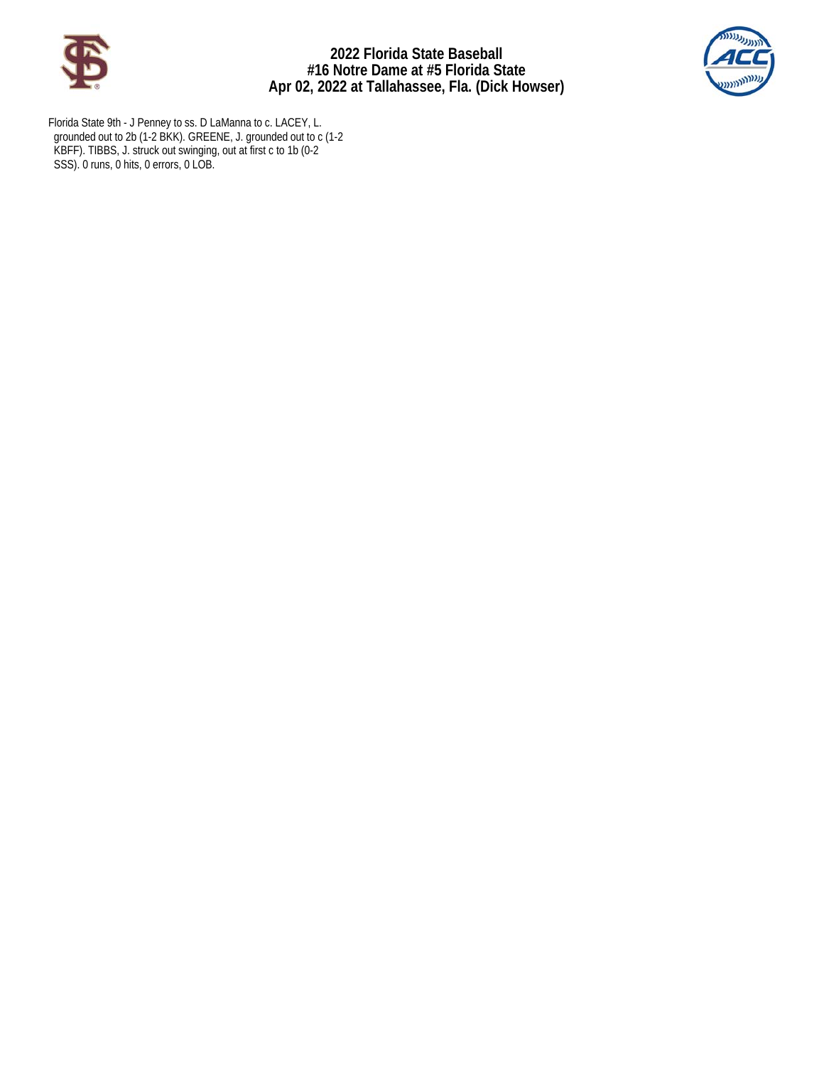Florida State 9th - J Penney to ss. D LaManna to c. LACEY, L. grounded out to 2b (1-2 BKK). GREENE, J. grounded out to c (1-2 KBFF). TIBBS, J. struck out swinging, out at first c to 1b (0-2 SSS). 0 runs, 0 hits, 0 errors, 0 LOB.